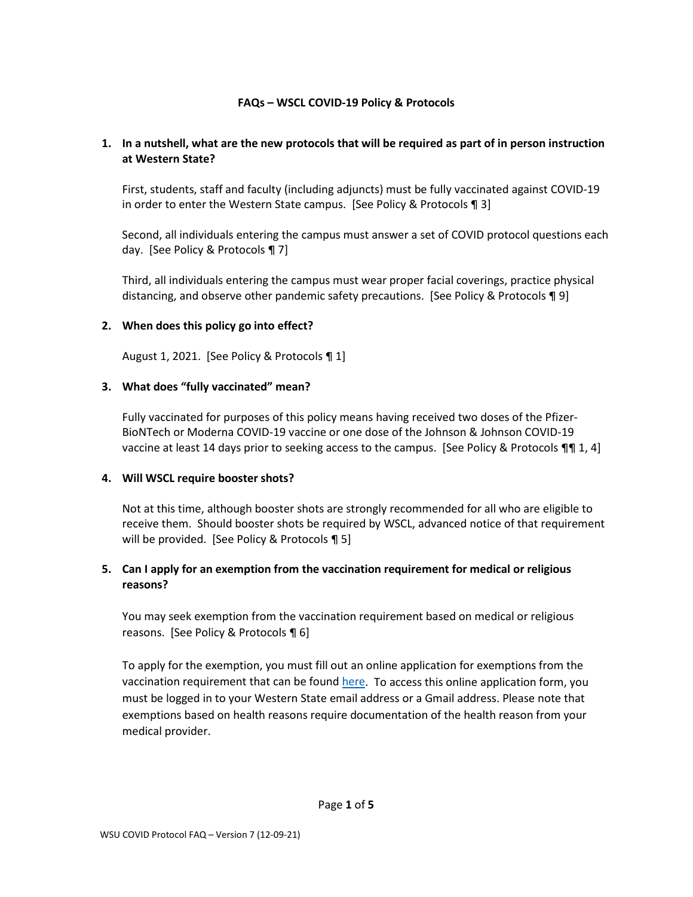# FAQs – WSCL COVID-19 Policy & Protocols

**1. In a nutshell, what are the new protocols that will be required as part of in person instruction at Western State?**

First, students, staff and faculty (including adjuncts) must be fully vaccinated against COVID-19 in order to enter the Western State campus. [See Policy & Protocols ¶ 3]

Second, all individuals entering the campus must answer a set of COVID protocol questions each day. [See Policy & Protocols ¶ 7]

Third, all individuals entering the campus must wear proper facial coverings, practice physical distancing, and observe other pandemic safety precautions. [See Policy & Protocols ¶ 9]

**2. When does this policy go into effect?**

August 1, 2021. [See Policy & Protocols ¶ 1]

**3. What does "fully vaccinated" mean?**

Fully vaccinated for purposes of this policy means having received two doses of the Pfizer-BioNTech or Moderna COVID-19 vaccine or one dose of the Johnson & Johnson COVID-19 vaccine at least 14 days prior to seeking access to the campus. [See Policy & Protocols ¶¶ 1, 4]

**4. Will WSCL require booster shots?**

Not at this time, although booster shots are strongly recommended for all who are eligible to receive them. Should booster shots be required by WSCL, advanced notice of that requirement will be provided. [See Policy & Protocols ¶ 5]

**5. Can I apply for an exemption from the vaccination requirement for medical or religious reasons?**

You may seek exemption from the vaccination requirement based on medical or religious reasons. [See Policy & Protocols ¶ 6]

To apply for the exemption, you must fill out an online application for exemptions from the vaccination requirement that can be found here. To access this online application form, you must be logged in to your Western State email address or a Gmail address. Please note that exemptions based on health reasons require documentation of the health reason from your medical provider.

WSU COVID Protocol FAQ – Version 7 (12-09-21)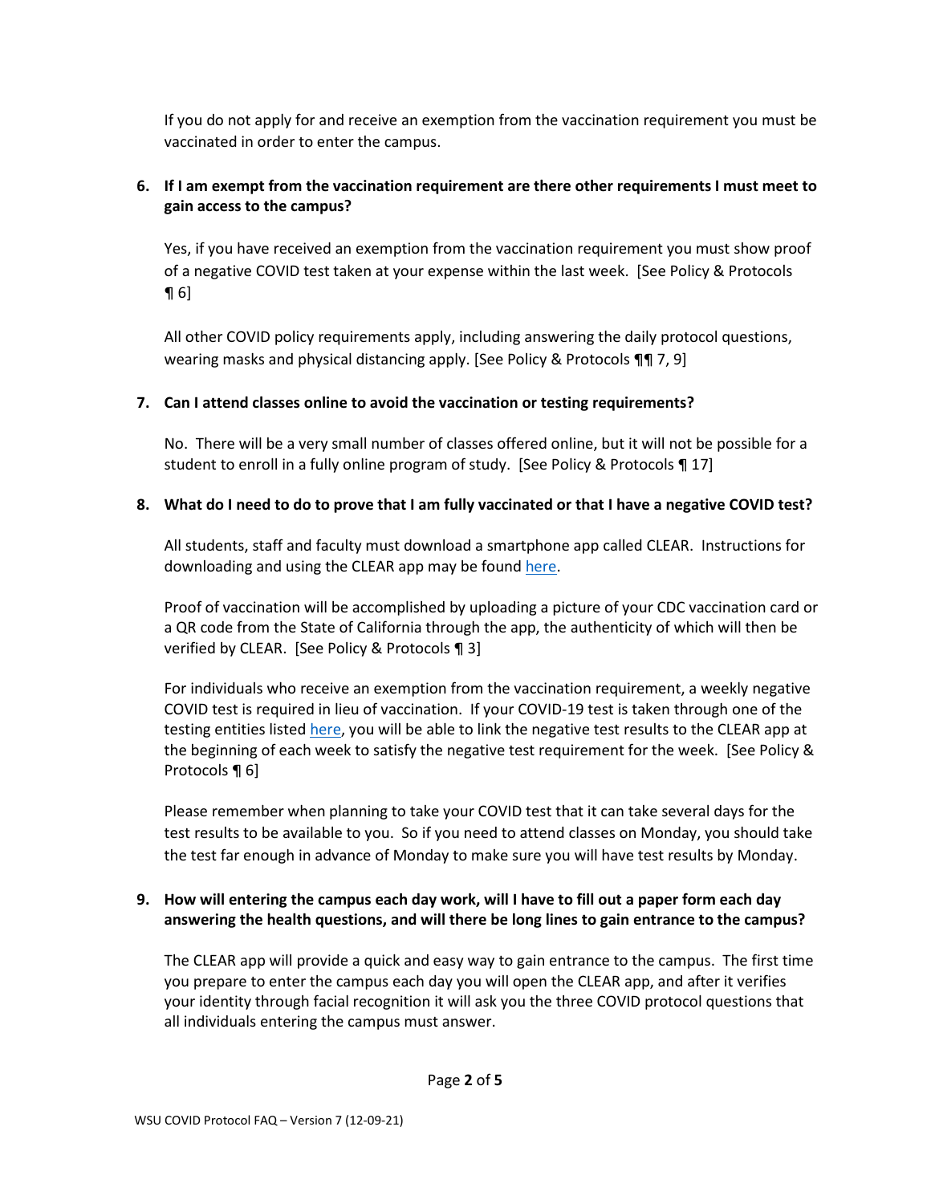If you do not apply for and receive an exemption from the vaccination requirement you must be vaccinated in order to enter the campus.

**6. If I am exempt from the vaccination requirement are there other requirements I must meet to gain access to the campus?**

Yes, if you have received an exemption from the vaccination requirement you must show proof of a negative COVID test taken at your expense within the last week. [See Policy & Protocols ¶ 6]

All other COVID policy requirements apply, including answering the daily protocol questions, wearing masks and physical distancing apply. [See Policy & Protocols ¶¶ 7, 9]

**7. Can I attend classes online to avoid the vaccination or testing requirements?**

No. There will be a very small number of classes offered online, but it will not be possible for a student to enroll in a fully online program of study. [See Policy & Protocols ¶ 17]

**8. What do I need to do to prove that I am fully vaccinated or that I have a negative COVID test?**

All students, staff and faculty must download a smartphone app called CLEAR. Instructions for downloading and using the CLEAR app may be found here.

Proof of vaccination will be accomplished by uploading a picture of your CDC vaccination card or a QR code from the State of California through the app, the authenticity of which will then be verified by CLEAR. [See Policy & Protocols ¶ 3]

For individuals who receive an exemption from the vaccination requirement, a weekly negative COVID test is required in lieu of vaccination. If your COVID-19 test is taken through one of the testing entities listed here, you will be able to link the negative test results to the CLEAR app at the beginning of each week to satisfy the negative test requirement for the week. [See Policy & Protocols ¶ 6]

Please remember when planning to take your COVID test that it can take several days for the test results to be available to you. So if you need to attend classes on Monday, you should take the test far enough in advance of Monday to make sure you will have test results by Monday.

**9. How will entering the campus each day work, will I have to fill out a paper form each day answering the health questions, and will there be long lines to gain entrance to the campus?**

The CLEAR app will provide a quick and easy way to gain entrance to the campus. The first time you prepare to enter the campus each day you will open the CLEAR app, and after it verifies your identity through facial recognition it will ask you the three COVID protocol questions that all individuals entering the campus must answer.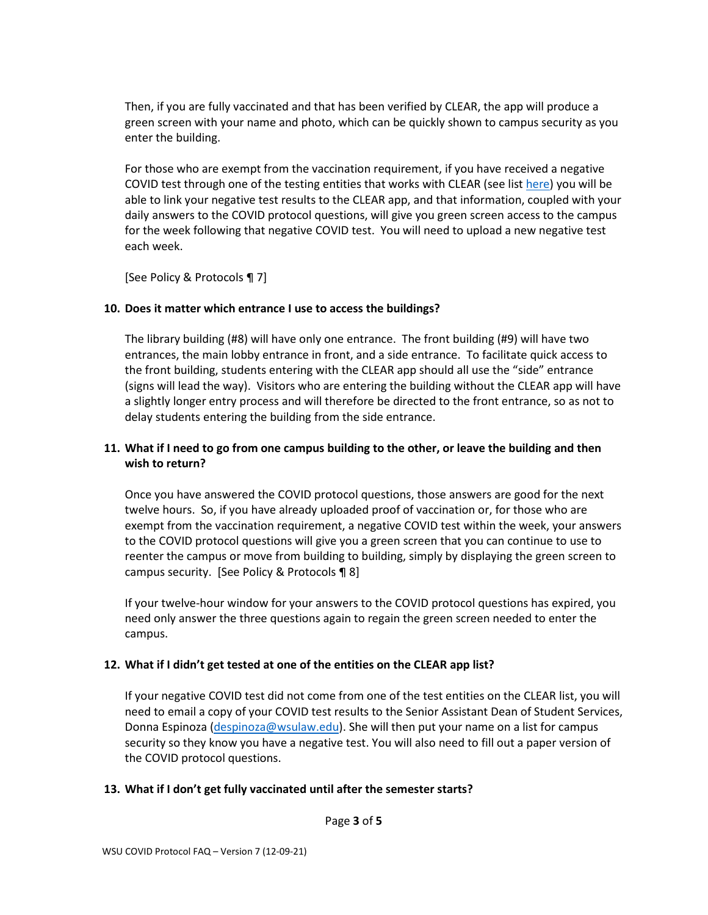Then, if you are fully vaccinated and that has been verified by CLEAR, the app will produce a green screen with your name and photo, which can be quickly shown to campus security as you enter the building.

For those who are exempt from the vaccination requirement, if you have received a negative COVID test through one of the testing entities that works with CLEAR (see list here) you will be able to link your negative test results to the CLEAR app, and that information, coupled with your daily answers to the COVID protocol questions, will give you green screen access to the campus for the week following that negative COVID test. You will need to upload a new negative test each week.

[See Policy & Protocols ¶ 7]

**10. Does it matter which entrance I use to access the buildings?**

The library building (#8) will have only one entrance. The front building (#9) will have two entrances, the main lobby entrance in front, and a side entrance. To facilitate quick access to the front building, students entering with the CLEAR app should all use the "side" entrance (signs will lead the way). Visitors who are entering the building without the CLEAR app will have a slightly longer entry process and will therefore be directed to the front entrance, so as not to delay students entering the building from the side entrance.

**11. What if I need to go from one campus building to the other, or leave the building and then wish to return?**

Once you have answered the COVID protocol questions, those answers are good for the next twelve hours. So, if you have already uploaded proof of vaccination or, for those who are exempt from the vaccination requirement, a negative COVID test within the week, your answers to the COVID protocol questions will give you a green screen that you can continue to use to reenter the campus or move from building to building, simply by displaying the green screen to campus security. [See Policy & Protocols ¶ 8]

If your twelve-hour window for your answers to the COVID protocol questions has expired, you need only answer the three questions again to regain the green screen needed to enter the campus.

**12. What if I didn't get tested at one of the entities on the CLEAR app list?**

If your negative COVID test did not come from one of the test entities on the CLEAR list, you will need to email a copy of your COVID test results to the Senior Assistant Dean of Student Services, Donna Espinoza (despinoza@wsulaw.edu). She will then put your name on a list for campus security so they know you have a negative test. You will also need to fill out a paper version of the COVID protocol questions.

**13. What if I don't get fully vaccinated until after the semester starts?**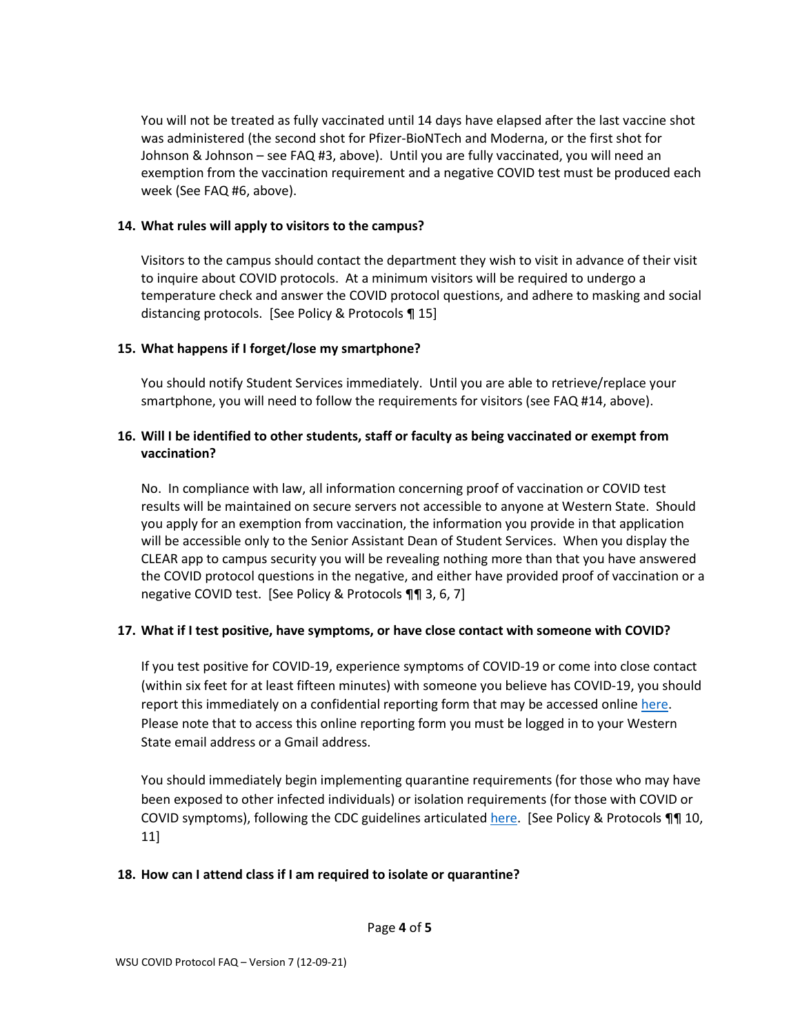You will not be treated as fully vaccinated until 14 days have elapsed after the last vaccine shot was administered (the second shot for Pfizer-BioNTech and Moderna, or the first shot for Johnson & Johnson – see FAQ #3, above). Until you are fully vaccinated, you will need an exemption from the vaccination requirement and a negative COVID test must be produced each week (See FAQ #6, above).

**14. What rules will apply to visitors to the campus?**

Visitors to the campus should contact the department they wish to visit in advance of their visit to inquire about COVID protocols. At a minimum visitors will be required to undergo a temperature check and answer the COVID protocol questions, and adhere to masking and social distancing protocols. [See Policy & Protocols ¶ 15]

**15. What happens if I forget/lose my smartphone?**

You should notify Student Services immediately. Until you are able to retrieve/replace your smartphone, you will need to follow the requirements for visitors (see FAQ #14, above).

**16. Will I be identified to other students, staff or faculty as being vaccinated or exempt from vaccination?**

No. In compliance with law, all information concerning proof of vaccination or COVID test results will be maintained on secure servers not accessible to anyone at Western State. Should you apply for an exemption from vaccination, the information you provide in that application will be accessible only to the Senior Assistant Dean of Student Services. When you display the CLEAR app to campus security you will be revealing nothing more than that you have answered the COVID protocol questions in the negative, and either have provided proof of vaccination or a negative COVID test. [See Policy & Protocols ¶¶ 3, 6, 7]

**17. What if I test positive, have symptoms, or have close contact with someone with COVID?**

If you test positive for COVID-19, experience symptoms of COVID-19 or come into close contact (within six feet for at least fifteen minutes) with someone you believe has COVID-19, you should report this immediately on a confidential reporting form that may be accessed online here. Please note that to access this online reporting form you must be logged in to your Western State email address or a Gmail address.

You should immediately begin implementing quarantine requirements (for those who may have been exposed to other infected individuals) or isolation requirements (for those with COVID or COVID symptoms), following the CDC guidelines articulated here. [See Policy & Protocols ¶¶ 10, 11]

**18. How can I attend class if I am required to isolate or quarantine?**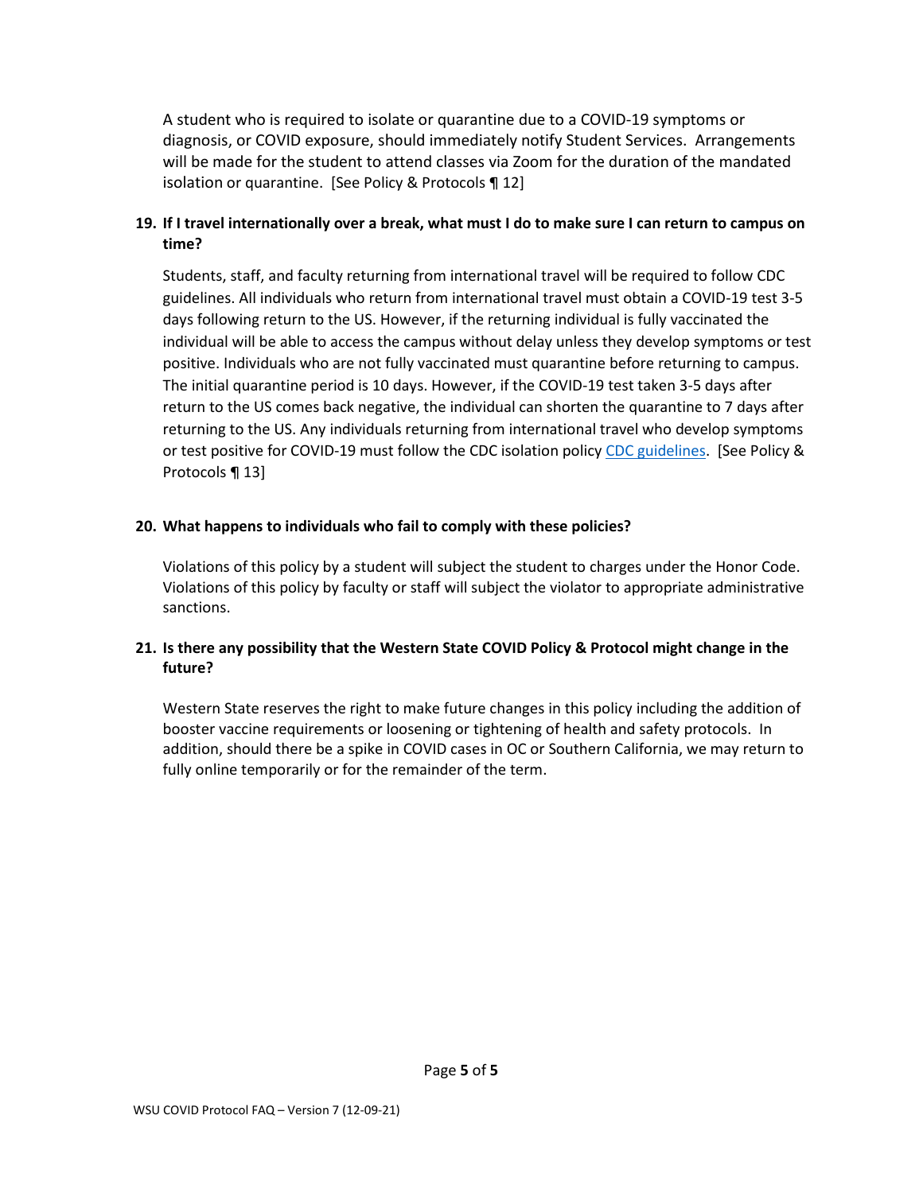A student who is required to isolate or quarantine due to a COVID-19 symptoms or diagnosis, or COVID exposure, should immediately notify Student Services. Arrangements will be made for the student to attend classes via Zoom for the duration of the mandated isolation or quarantine. [See Policy & Protocols ¶ 12]

**19. If I travel internationally over a break, what must I do to make sure I can return to campus on time?**

Students, staff, and faculty returning from international travel will be required to follow CDC guidelines. All individuals who return from international travel must obtain a COVID-19 test 3-5 days following return to the US. However, if the returning individual is fully vaccinated the individual will be able to access the campus without delay unless they develop symptoms or test positive. Individuals who are not fully vaccinated must quarantine before returning to campus. The initial quarantine period is 10 days. However, if the COVID-19 test taken 3-5 days after return to the US comes back negative, the individual can shorten the quarantine to 7 days after returning to the US. Any individuals returning from international travel who develop symptoms or test positive for COVID-19 must follow the CDC isolation policy CDC guidelines. [See Policy & Protocols ¶ 13]

**20. What happens to individuals who fail to comply with these policies?**

Violations of this policy by a student will subject the student to charges under the Honor Code. Violations of this policy by faculty or staff will subject the violator to appropriate administrative sanctions.

**21. Is there any possibility that the Western State COVID Policy & Protocol might change in the future?**

Western State reserves the right to make future changes in this policy including the addition of booster vaccine requirements or loosening or tightening of health and safety protocols. In addition, should there be a spike in COVID cases in OC or Southern California, we may return to fully online temporarily or for the remainder of the term.